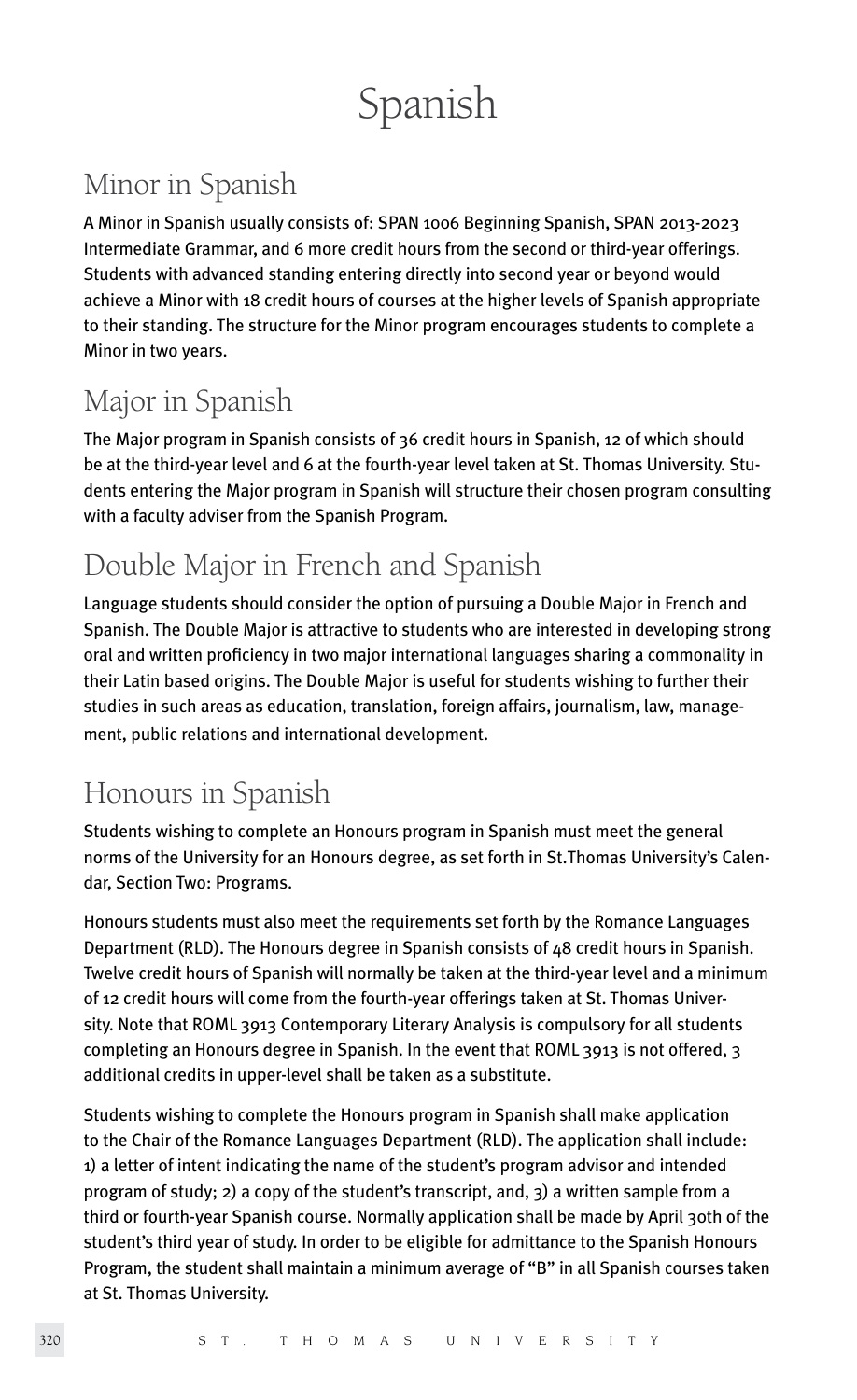# Spanish

## Minor in Spanish

A Minor in Spanish usually consists of: SPAN 1006 Beginning Spanish, SPAN 2013-2023 Intermediate Grammar, and 6 more credit hours from the second or third-year offerings. Students with advanced standing entering directly into second year or beyond would achieve a Minor with 18 credit hours of courses at the higher levels of Spanish appropriate to their standing. The structure for the Minor program encourages students to complete a Minor in two years.

## Major in Spanish

The Major program in Spanish consists of 36 credit hours in Spanish, 12 of which should be at the third-year level and 6 at the fourth-year level taken at St. Thomas University. Students entering the Major program in Spanish will structure their chosen program consulting with a faculty adviser from the Spanish Program.

## Double Major in French and Spanish

Language students should consider the option of pursuing a Double Major in French and Spanish. The Double Major is attractive to students who are interested in developing strong oral and written proficiency in two major international languages sharing a commonality in their Latin based origins. The Double Major is useful for students wishing to further their studies in such areas as education, translation, foreign affairs, journalism, law, management, public relations and international development.

## Honours in Spanish

Students wishing to complete an Honours program in Spanish must meet the general norms of the University for an Honours degree, as set forth in St.Thomas University's Calendar, Section Two: Programs.

Honours students must also meet the requirements set forth by the Romance Languages Department (RLD). The Honours degree in Spanish consists of 48 credit hours in Spanish. Twelve credit hours of Spanish will normally be taken at the third-year level and a minimum of 12 credit hours will come from the fourth-year offerings taken at St. Thomas University. Note that ROML 3913 Contemporary Literary Analysis is compulsory for all students completing an Honours degree in Spanish. In the event that ROML 3913 is not offered, 3 additional credits in upper-level shall be taken as a substitute.

Students wishing to complete the Honours program in Spanish shall make application to the Chair of the Romance Languages Department (RLD). The application shall include: 1) a letter of intent indicating the name of the student's program advisor and intended program of study; 2) a copy of the student's transcript, and, 3) a written sample from a third or fourth-year Spanish course. Normally application shall be made by April 30th of the student's third year of study. In order to be eligible for admittance to the Spanish Honours Program, the student shall maintain a minimum average of "B" in all Spanish courses taken at St. Thomas University.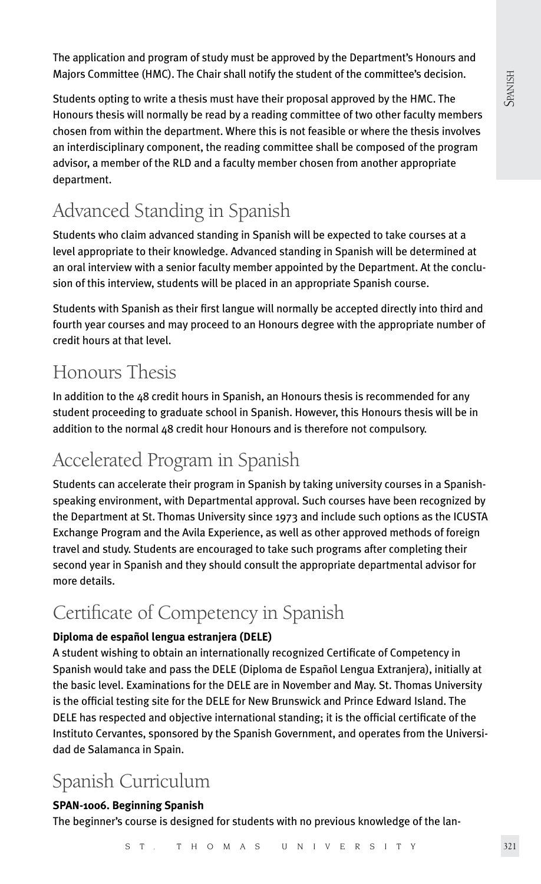The application and program of study must be approved by the Department's Honours and Majors Committee (HMC). The Chair shall notify the student of the committee's decision.

Students opting to write a thesis must have their proposal approved by the HMC. The Honours thesis will normally be read by a reading committee of two other faculty members chosen from within the department. Where this is not feasible or where the thesis involves an interdisciplinary component, the reading committee shall be composed of the program advisor, a member of the RLD and a faculty member chosen from another appropriate department.

## Advanced Standing in Spanish

Students who claim advanced standing in Spanish will be expected to take courses at a level appropriate to their knowledge. Advanced standing in Spanish will be determined at an oral interview with a senior faculty member appointed by the Department. At the conclusion of this interview, students will be placed in an appropriate Spanish course.

Students with Spanish as their first langue will normally be accepted directly into third and fourth year courses and may proceed to an Honours degree with the appropriate number of credit hours at that level.

## Honours Thesis

In addition to the 48 credit hours in Spanish, an Honours thesis is recommended for any student proceeding to graduate school in Spanish. However, this Honours thesis will be in addition to the normal 48 credit hour Honours and is therefore not compulsory.

## Accelerated Program in Spanish

Students can accelerate their program in Spanish by taking university courses in a Spanish-speaking environment, with Departmental approval. Such courses have been recognized by the Department at St. Thomas University since 1973 and include such options as the ICUSTA Exchange Program and the Avila Experience, as well as other approved methods of foreign travel and study. Students are encouraged to take such programs after completing their second year in Spanish and they should consult the appropriate departmental advisor for more details.

## Certificate of Competency in Spanish

**Diploma de español lengua estranjera (DELE)**

A student wishing to obtain an internationally recognized Certificate of Competency in Spanish would take and pass the DELE (Diploma de Español Lengua Extranjera), initially at the basic level. Examinations for the DELE are in November and May. St. Thomas University is the official testing site for the DELE for New Brunswick and Prince Edward Island. The DELE has respected and objective international standing; it is the official certificate of the Instituto Cervantes, sponsored by the Spanish Government, and operates from the Universidad de Salamanca in Spain.

## Spanish Curriculum

**SPAN-1006. Beginning Spanish**

The beginner's course is designed for students with no previous knowledge of the lan-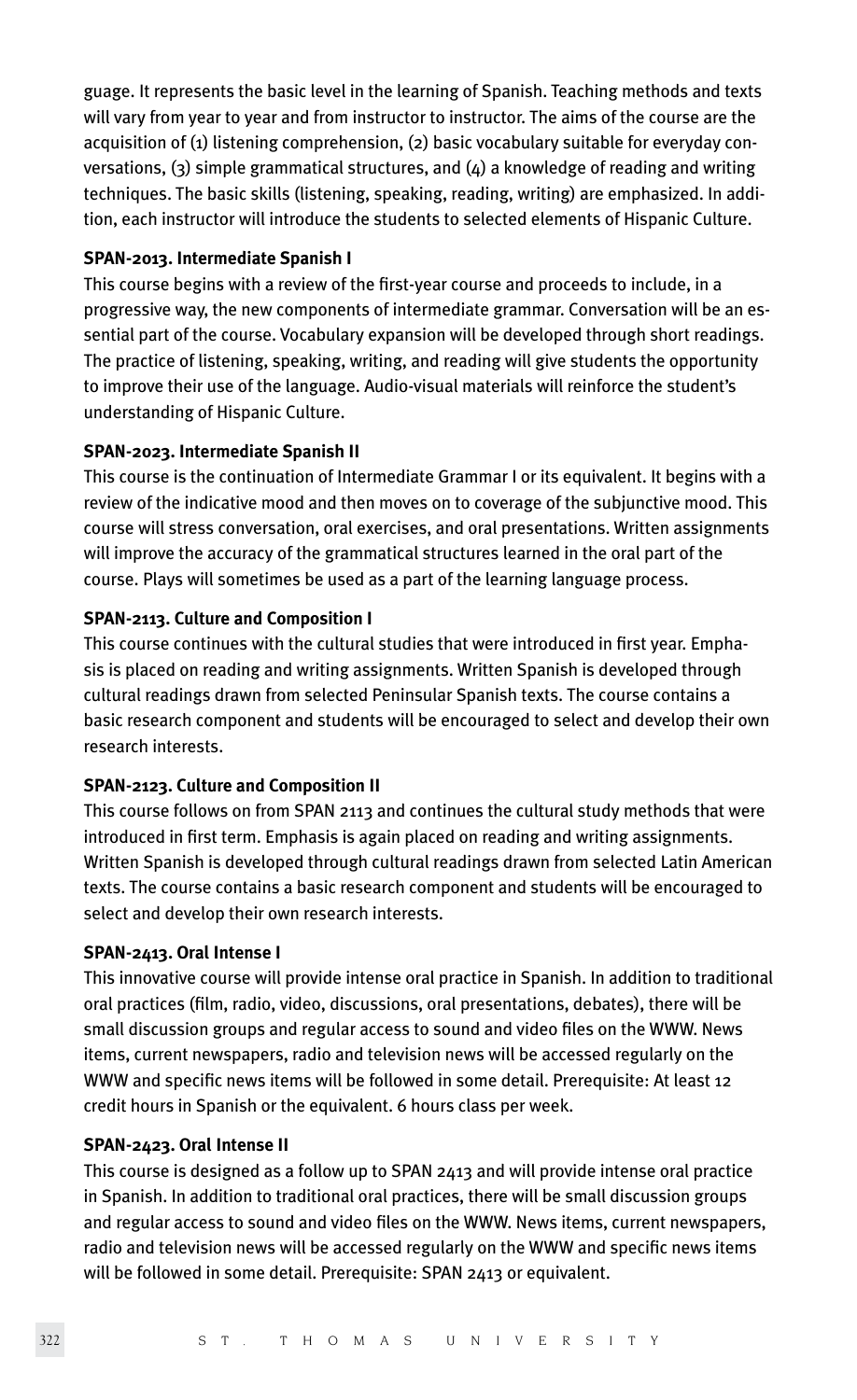guage. It represents the basic level in the learning of Spanish. Teaching methods and texts will vary from year to year and from instructor to instructor. The aims of the course are the acquisition of (1) listening comprehension, (2) basic vocabulary suitable for everyday conversations, (3) simple grammatical structures, and (4) a knowledge of reading and writing techniques. The basic skills (listening, speaking, reading, writing) are emphasized. In addition, each instructor will introduce the students to selected elements of Hispanic Culture.

**SPAN-2013. Intermediate Spanish I**

This course begins with a review of the first-year course and proceeds to include, in a progressive way, the new components of intermediate grammar. Conversation will be an essential part of the course. Vocabulary expansion will be developed through short readings. The practice of listening, speaking, writing, and reading will give students the opportunity to improve their use of the language. Audio-visual materials will reinforce the student's understanding of Hispanic Culture.

**SPAN-2023. Intermediate Spanish II**

This course is the continuation of Intermediate Grammar I or its equivalent. It begins with a review of the indicative mood and then moves on to coverage of the subjunctive mood. This course will stress conversation, oral exercises, and oral presentations. Written assignments will improve the accuracy of the grammatical structures learned in the oral part of the course. Plays will sometimes be used as a part of the learning language process.

**SPAN-2113. Culture and Composition I**

This course continues with the cultural studies that were introduced in first year. Emphasis is placed on reading and writing assignments. Written Spanish is developed through cultural readings drawn from selected Peninsular Spanish texts. The course contains a basic research component and students will be encouraged to select and develop their own research interests.

**SPAN-2123. Culture and Composition II**

This course follows on from SPAN 2113 and continues the cultural study methods that were introduced in first term. Emphasis is again placed on reading and writing assignments. Written Spanish is developed through cultural readings drawn from selected Latin American texts. The course contains a basic research component and students will be encouraged to select and develop their own research interests.

**SPAN-2413. Oral Intense I**

This innovative course will provide intense oral practice in Spanish. In addition to traditional oral practices (film, radio, video, discussions, oral presentations, debates), there will be small discussion groups and regular access to sound and video files on the WWW. News items, current newspapers, radio and television news will be accessed regularly on the WWW and specific news items will be followed in some detail. Prerequisite: At least 12 credit hours in Spanish or the equivalent. 6 hours class per week.

**SPAN-2423. Oral Intense II**

This course is designed as a follow up to SPAN 2413 and will provide intense oral practice in Spanish. In addition to traditional oral practices, there will be small discussion groups and regular access to sound and video files on the WWW. News items, current newspapers, radio and television news will be accessed regularly on the WWW and specific news items will be followed in some detail. Prerequisite: SPAN 2413 or equivalent.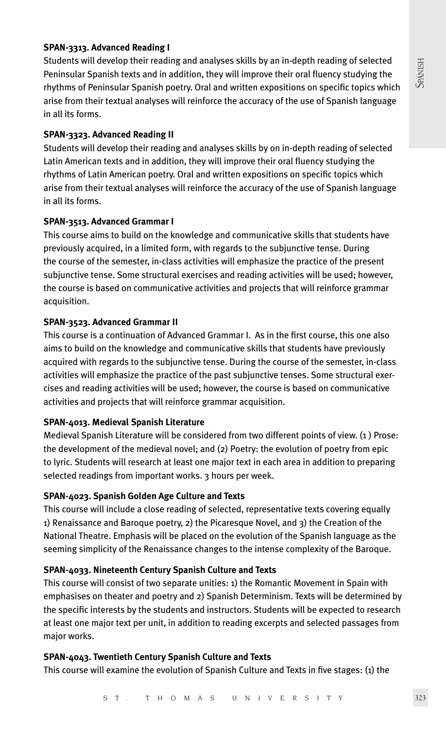**SPAN-3313. Advanced Reading I**

Students will develop their reading and analyses skills by an in-depth reading of selected Peninsular Spanish texts and in addition, they will improve their oral fluency studying the rhythms of Peninsular Spanish poetry. Oral and written expositions on specific topics which arise from their textual analyses will reinforce the accuracy of the use of Spanish language in all its forms.

**SPAN-3323. Advanced Reading II**

Students will develop their reading and analyses skills by on in-depth reading of selected Latin American texts and in addition, they will improve their oral fluency studying the rhythms of Latin American poetry. Oral and written expositions on specific topics which arise from their textual analyses will reinforce the accuracy of the use of Spanish language in all its forms.

**SPAN-3513. Advanced Grammar I**

This course aims to build on the knowledge and communicative skills that students have previously acquired, in a limited form, with regards to the subjunctive tense. During the course of the semester, in-class activities will emphasize the practice of the present subjunctive tense. Some structural exercises and reading activities will be used; however, the course is based on communicative activities and projects that will reinforce grammar acquisition.

**SPAN-3523. Advanced Grammar II**

This course is a continuation of Advanced Grammar I. As in the first course, this one also aims to build on the knowledge and communicative skills that students have previously acquired with regards to the subjunctive tense. During the course of the semester, in-class activities will emphasize the practice of the past subjunctive tenses. Some structural exercises and reading activities will be used; however, the course is based on communicative activities and projects that will reinforce grammar acquisition.

**SPAN-4013. Medieval Spanish Literature**

Medieval Spanish Literature will be considered from two different points of view. (1) Prose: the development of the medieval novel; and (2) Poetry: the evolution of poetry from epic to lyric. Students will research at least one major text in each area in addition to preparing selected readings from important works. 3 hours per week.

**SPAN-4023. Spanish Golden Age Culture and Texts**

This course will include a close reading of selected, representative texts covering equally 1) Renaissance and Baroque poetry, 2) the Picaresque Novel, and 3) the Creation of the National Theatre. Emphasis will be placed on the evolution of the Spanish language as the seeming simplicity of the Renaissance changes to the intense complexity of the Baroque.

**SPAN-4033. Nineteenth Century Spanish Culture and Texts**

This course will consist of two separate unities: 1) the Romantic Movement in Spain with emphasises on theater and poetry and 2) Spanish Determinism. Texts will be determined by the specific interests by the students and instructors. Students will be expected to research at least one major text per unit, in addition to reading excerpts and selected passages from major works.

**SPAN-4043. Twentieth Century Spanish Culture and Texts**

This course will examine the evolution of Spanish Culture and Texts in five stages: (1) the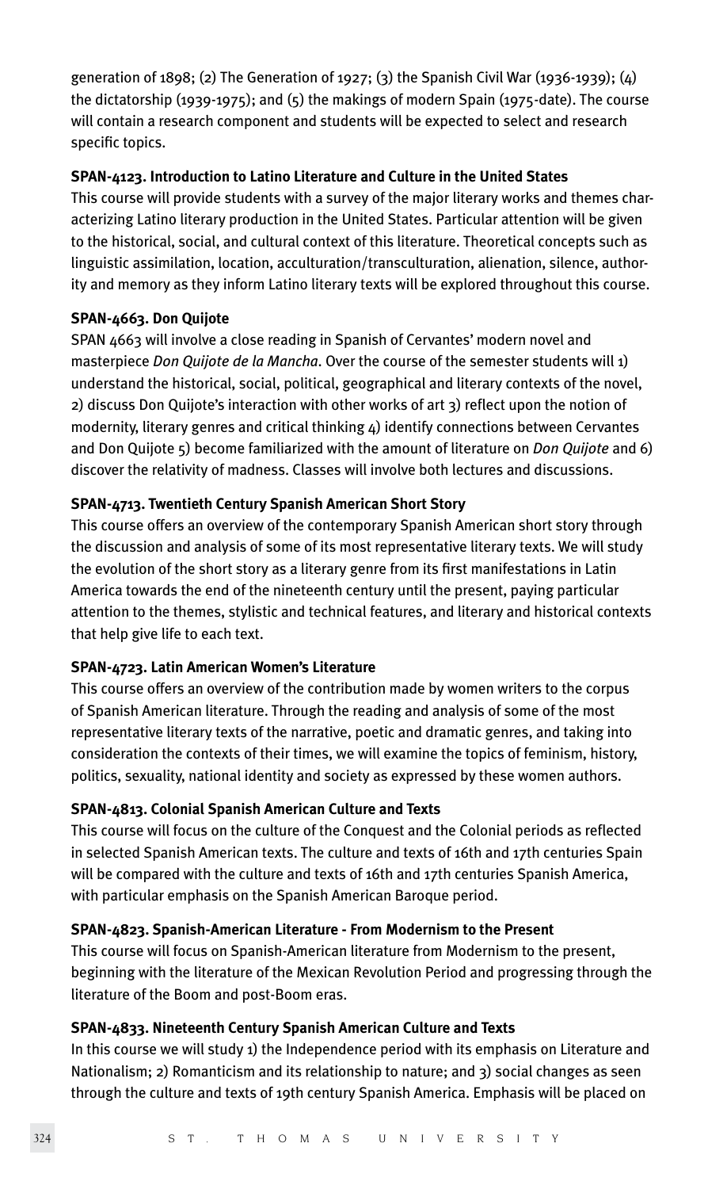generation of 1898; (2) The Generation of 1927; (3) the Spanish Civil War (1936-1939); (4) the dictatorship (1939-1975); and (5) the makings of modern Spain (1975-date). The course will contain a research component and students will be expected to select and research specific topics.

**SPAN-4123. Introduction to Latino Literature and Culture in the United States**

This course will provide students with a survey of the major literary works and themes characterizing Latino literary production in the United States. Particular attention will be given to the historical, social, and cultural context of this literature. Theoretical concepts such as linguistic assimilation, location, acculturation/transculturation, alienation, silence, authority and memory as they inform Latino literary texts will be explored throughout this course.

**SPAN-4663. Don Quijote**

SPAN 4663 will involve a close reading in Spanish of Cervantes' modern novel and masterpiece *Don Quijote de la Mancha*. Over the course of the semester students will 1) understand the historical, social, political, geographical and literary contexts of the novel, 2) discuss Don Quijote's interaction with other works of art 3) reflect upon the notion of modernity, literary genres and critical thinking 4) identify connections between Cervantes and Don Quijote 5) become familiarized with the amount of literature on *Don Quijote* and 6) discover the relativity of madness. Classes will involve both lectures and discussions.

**SPAN-4713. Twentieth Century Spanish American Short Story**

This course offers an overview of the contemporary Spanish American short story through the discussion and analysis of some of its most representative literary texts. We will study the evolution of the short story as a literary genre from its first manifestations in Latin America towards the end of the nineteenth century until the present, paying particular attention to the themes, stylistic and technical features, and literary and historical contexts that help give life to each text.

**SPAN-4723. Latin American Women's Literature**

This course offers an overview of the contribution made by women writers to the corpus of Spanish American literature. Through the reading and analysis of some of the most representative literary texts of the narrative, poetic and dramatic genres, and taking into consideration the contexts of their times, we will examine the topics of feminism, history, politics, sexuality, national identity and society as expressed by these women authors.

**SPAN-4813. Colonial Spanish American Culture and Texts**

This course will focus on the culture of the Conquest and the Colonial periods as reflected in selected Spanish American texts. The culture and texts of 16th and 17th centuries Spain will be compared with the culture and texts of 16th and 17th centuries Spanish America, with particular emphasis on the Spanish American Baroque period.

**SPAN-4823. Spanish-American Literature - From Modernism to the Present**

This course will focus on Spanish-American literature from Modernism to the present, beginning with the literature of the Mexican Revolution Period and progressing through the literature of the Boom and post-Boom eras.

**SPAN-4833. Nineteenth Century Spanish American Culture and Texts**

In this course we will study 1) the Independence period with its emphasis on Literature and Nationalism; 2) Romanticism and its relationship to nature; and 3) social changes as seen through the culture and texts of 19th century Spanish America. Emphasis will be placed on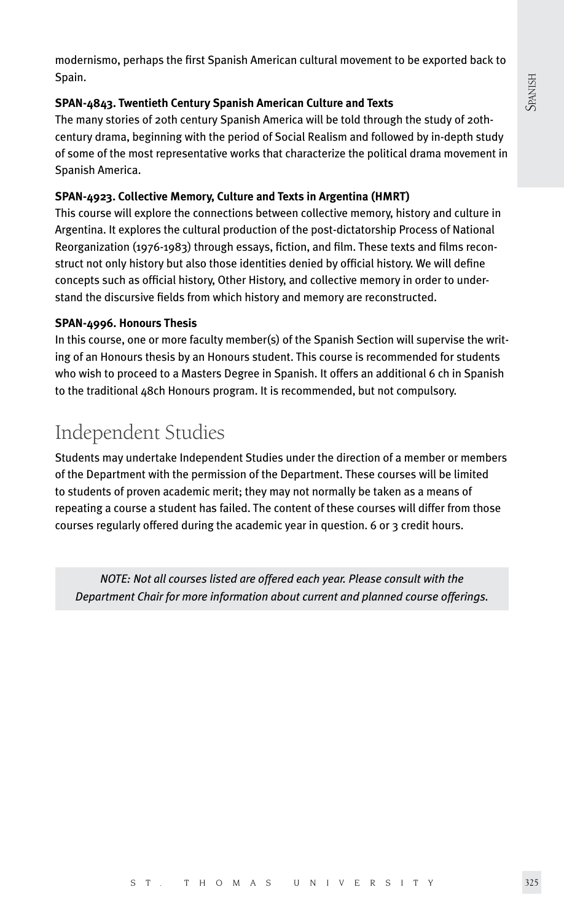modernismo, perhaps the first Spanish American cultural movement to be exported back to Spain.

**SPAN-4843. Twentieth Century Spanish American Culture and Texts**

The many stories of 20th century Spanish America will be told through the study of 20th-century drama, beginning with the period of Social Realism and followed by in-depth study of some of the most representative works that characterize the political drama movement in Spanish America.

**SPAN-4923. Collective Memory, Culture and Texts in Argentina (HMRT)**

This course will explore the connections between collective memory, history and culture in Argentina. It explores the cultural production of the post-dictatorship Process of National Reorganization (1976-1983) through essays, fiction, and film. These texts and films reconstruct not only history but also those identities denied by official history. We will define concepts such as official history, Other History, and collective memory in order to understand the discursive fields from which history and memory are reconstructed.

**SPAN-4996. Honours Thesis**

In this course, one or more faculty member(s) of the Spanish Section will supervise the writing of an Honours thesis by an Honours student. This course is recommended for students who wish to proceed to a Masters Degree in Spanish. It offers an additional 6 ch in Spanish to the traditional 48ch Honours program. It is recommended, but not compulsory.

## Independent Studies

Students may undertake Independent Studies under the direction of a member or members of the Department with the permission of the Department. These courses will be limited to students of proven academic merit; they may not normally be taken as a means of repeating a course a student has failed. The content of these courses will differ from those courses regularly offered during the academic year in question. 6 or 3 credit hours.

*NOTE: Not all courses listed are offered each year. Please consult with the Department Chair for more information about current and planned course offerings.*